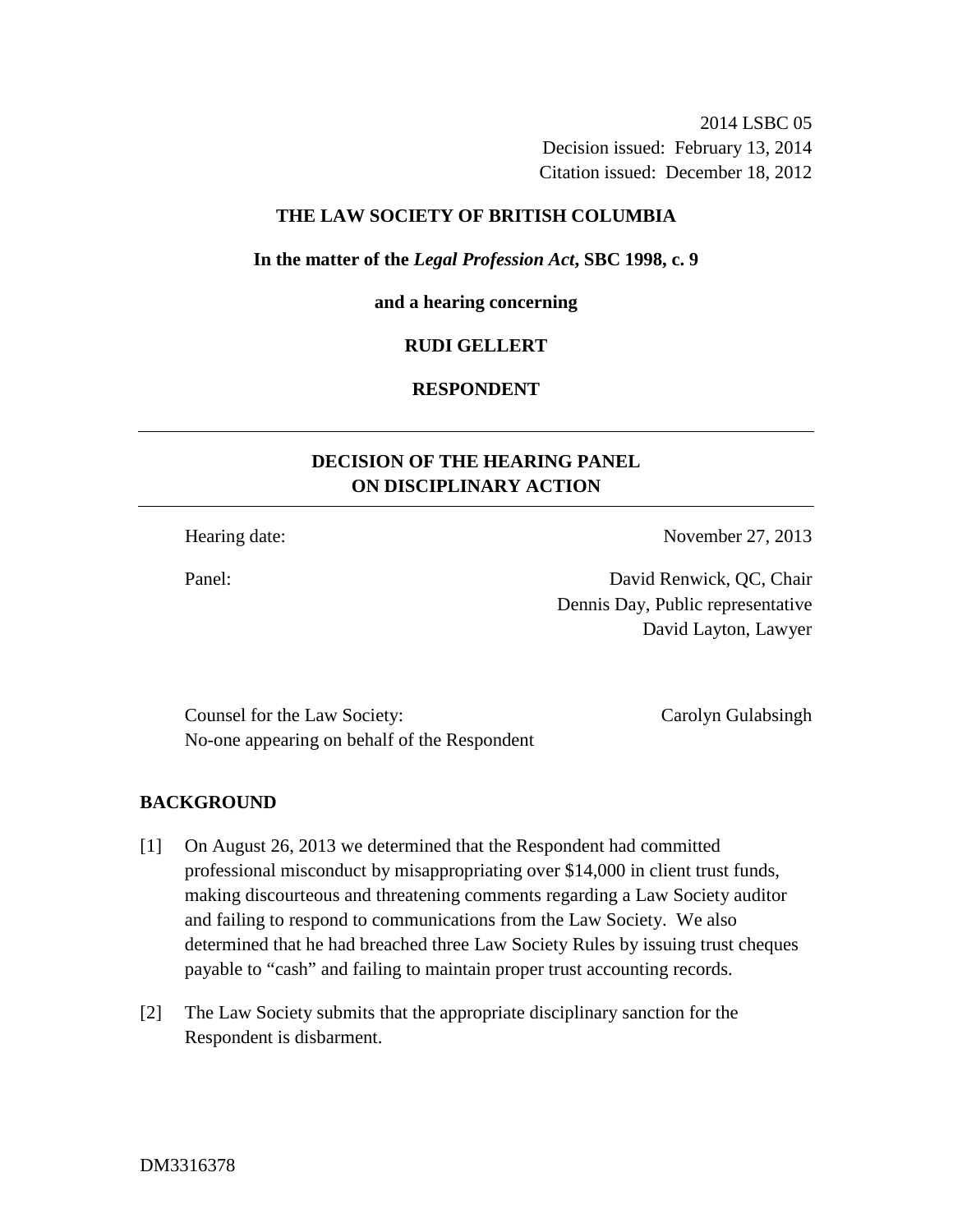2014 LSBC 05
Decision issued: February 13, 2014
Citation issued: December 18, 2012

**THE LAW SOCIETY OF BRITISH COLUMBIA**

**In the matter of the *Legal Profession Act*, SBC 1998, c. 9**

**and a hearing concerning**

**RUDI GELLERT**

**RESPONDENT**

---

## DECISION OF THE HEARING PANEL ON DISCIPLINARY ACTION

---

Hearing date: November 27, 2013

Panel: David Renwick, QC, Chair
Dennis Day, Public representative
David Layton, Lawyer

Counsel for the Law Society: Carolyn Gulabsingh
No-one appearing on behalf of the Respondent

## BACKGROUND

[1] On August 26, 2013 we determined that the Respondent had committed professional misconduct by misappropriating over $14,000 in client trust funds, making discourteous and threatening comments regarding a Law Society auditor and failing to respond to communications from the Law Society. We also determined that he had breached three Law Society Rules by issuing trust cheques payable to "cash" and failing to maintain proper trust accounting records.

[2] The Law Society submits that the appropriate disciplinary sanction for the Respondent is disbarment.

DM3316378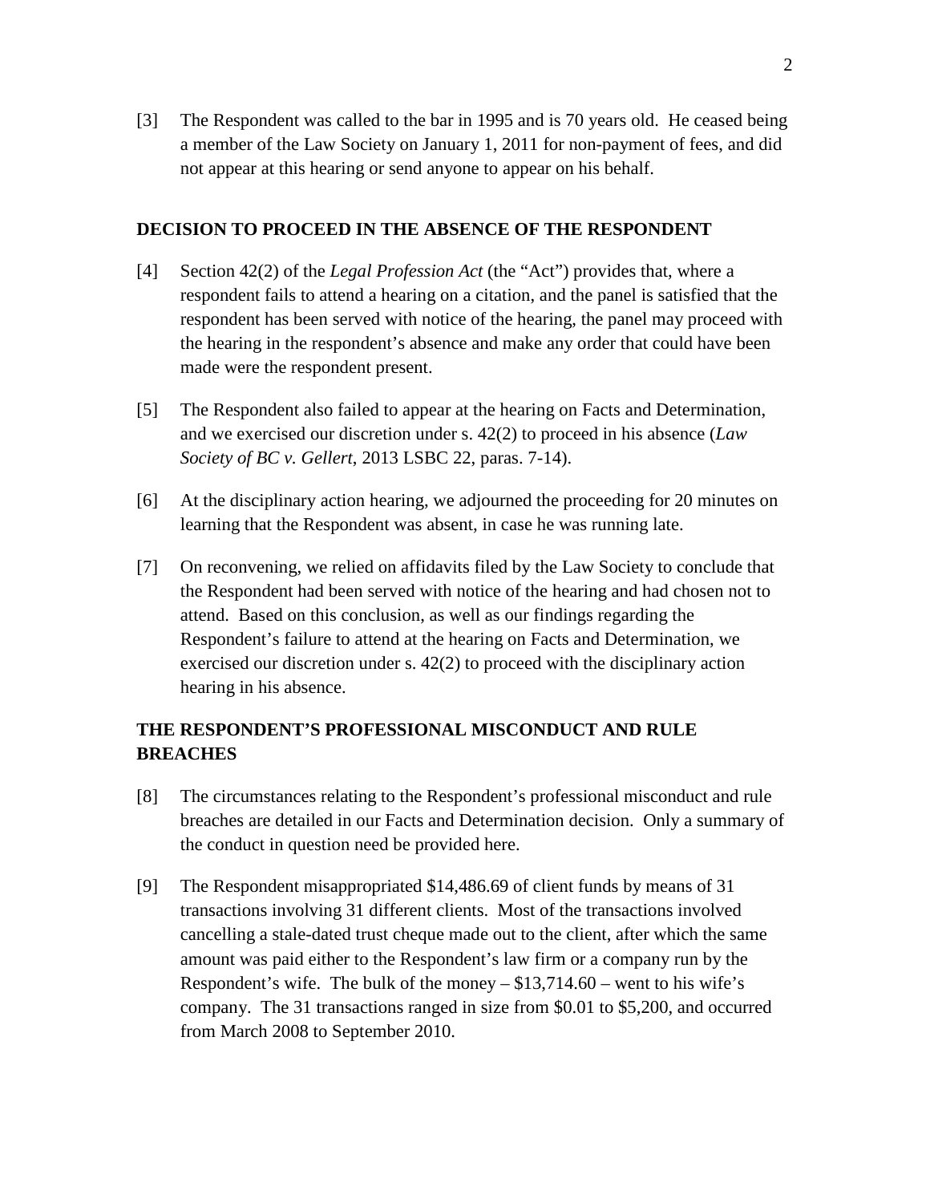[3] The Respondent was called to the bar in 1995 and is 70 years old. He ceased being a member of the Law Society on January 1, 2011 for non-payment of fees, and did not appear at this hearing or send anyone to appear on his behalf.

## DECISION TO PROCEED IN THE ABSENCE OF THE RESPONDENT

[4] Section 42(2) of the *Legal Profession Act* (the "Act") provides that, where a respondent fails to attend a hearing on a citation, and the panel is satisfied that the respondent has been served with notice of the hearing, the panel may proceed with the hearing in the respondent's absence and make any order that could have been made were the respondent present.

[5] The Respondent also failed to appear at the hearing on Facts and Determination, and we exercised our discretion under s. 42(2) to proceed in his absence (*Law Society of BC v. Gellert*, 2013 LSBC 22, paras. 7-14).

[6] At the disciplinary action hearing, we adjourned the proceeding for 20 minutes on learning that the Respondent was absent, in case he was running late.

[7] On reconvening, we relied on affidavits filed by the Law Society to conclude that the Respondent had been served with notice of the hearing and had chosen not to attend. Based on this conclusion, as well as our findings regarding the Respondent's failure to attend at the hearing on Facts and Determination, we exercised our discretion under s. 42(2) to proceed with the disciplinary action hearing in his absence.

## THE RESPONDENT'S PROFESSIONAL MISCONDUCT AND RULE BREACHES

[8] The circumstances relating to the Respondent's professional misconduct and rule breaches are detailed in our Facts and Determination decision. Only a summary of the conduct in question need be provided here.

[9] The Respondent misappropriated $14,486.69 of client funds by means of 31 transactions involving 31 different clients. Most of the transactions involved cancelling a stale-dated trust cheque made out to the client, after which the same amount was paid either to the Respondent's law firm or a company run by the Respondent's wife. The bulk of the money – $13,714.60 – went to his wife's company. The 31 transactions ranged in size from $0.01 to $5,200, and occurred from March 2008 to September 2010.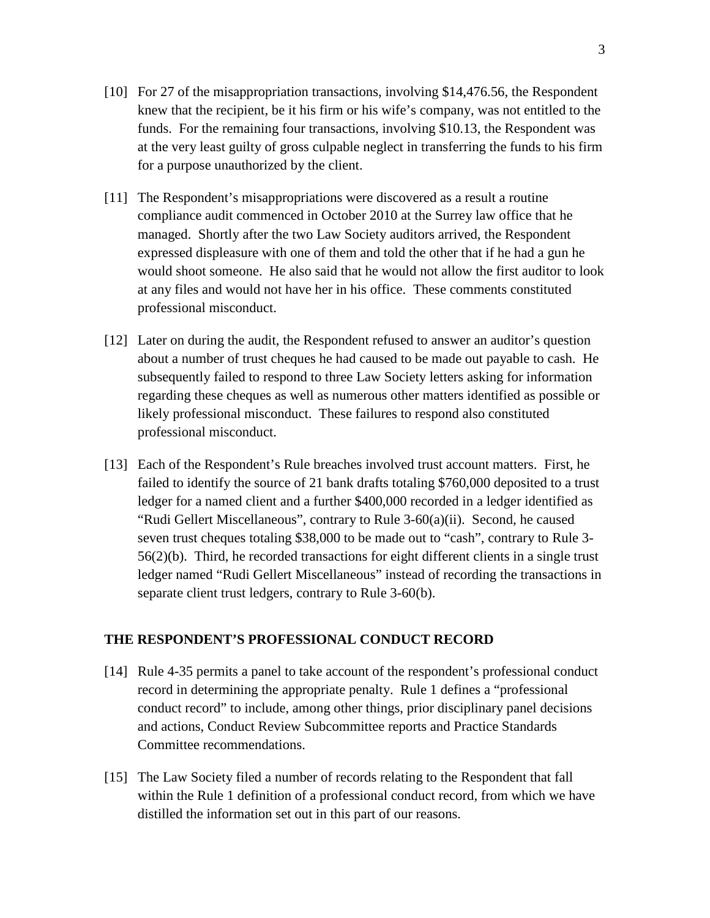[10] For 27 of the misappropriation transactions, involving $14,476.56, the Respondent knew that the recipient, be it his firm or his wife's company, was not entitled to the funds. For the remaining four transactions, involving $10.13, the Respondent was at the very least guilty of gross culpable neglect in transferring the funds to his firm for a purpose unauthorized by the client.

[11] The Respondent's misappropriations were discovered as a result a routine compliance audit commenced in October 2010 at the Surrey law office that he managed. Shortly after the two Law Society auditors arrived, the Respondent expressed displeasure with one of them and told the other that if he had a gun he would shoot someone. He also said that he would not allow the first auditor to look at any files and would not have her in his office. These comments constituted professional misconduct.

[12] Later on during the audit, the Respondent refused to answer an auditor's question about a number of trust cheques he had caused to be made out payable to cash. He subsequently failed to respond to three Law Society letters asking for information regarding these cheques as well as numerous other matters identified as possible or likely professional misconduct. These failures to respond also constituted professional misconduct.

[13] Each of the Respondent's Rule breaches involved trust account matters. First, he failed to identify the source of 21 bank drafts totaling $760,000 deposited to a trust ledger for a named client and a further $400,000 recorded in a ledger identified as "Rudi Gellert Miscellaneous", contrary to Rule 3-60(a)(ii). Second, he caused seven trust cheques totaling $38,000 to be made out to "cash", contrary to Rule 3-56(2)(b). Third, he recorded transactions for eight different clients in a single trust ledger named "Rudi Gellert Miscellaneous" instead of recording the transactions in separate client trust ledgers, contrary to Rule 3-60(b).

## THE RESPONDENT'S PROFESSIONAL CONDUCT RECORD

[14] Rule 4-35 permits a panel to take account of the respondent's professional conduct record in determining the appropriate penalty. Rule 1 defines a "professional conduct record" to include, among other things, prior disciplinary panel decisions and actions, Conduct Review Subcommittee reports and Practice Standards Committee recommendations.

[15] The Law Society filed a number of records relating to the Respondent that fall within the Rule 1 definition of a professional conduct record, from which we have distilled the information set out in this part of our reasons.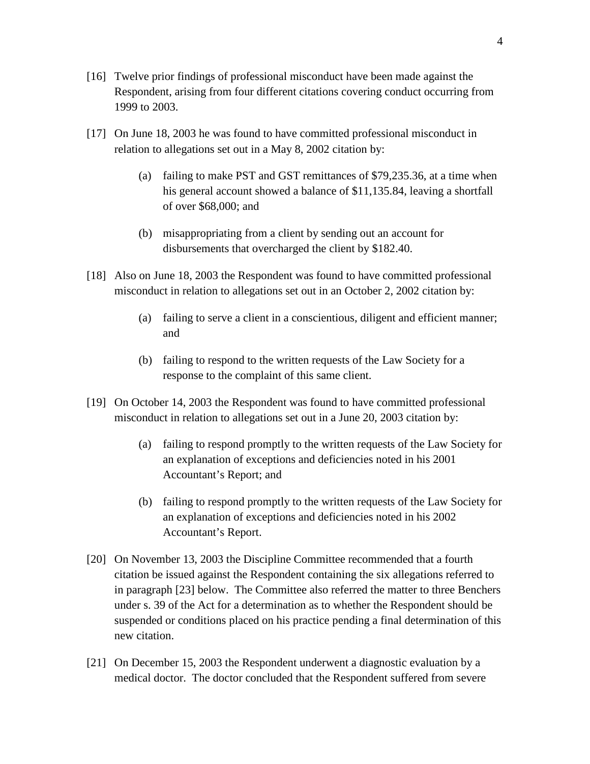[16] Twelve prior findings of professional misconduct have been made against the Respondent, arising from four different citations covering conduct occurring from 1999 to 2003.

[17] On June 18, 2003 he was found to have committed professional misconduct in relation to allegations set out in a May 8, 2002 citation by:

> (a) failing to make PST and GST remittances of $79,235.36, at a time when his general account showed a balance of $11,135.84, leaving a shortfall of over $68,000; and
>
> (b) misappropriating from a client by sending out an account for disbursements that overcharged the client by $182.40.

[18] Also on June 18, 2003 the Respondent was found to have committed professional misconduct in relation to allegations set out in an October 2, 2002 citation by:

> (a) failing to serve a client in a conscientious, diligent and efficient manner; and
>
> (b) failing to respond to the written requests of the Law Society for a response to the complaint of this same client.

[19] On October 14, 2003 the Respondent was found to have committed professional misconduct in relation to allegations set out in a June 20, 2003 citation by:

> (a) failing to respond promptly to the written requests of the Law Society for an explanation of exceptions and deficiencies noted in his 2001 Accountant's Report; and
>
> (b) failing to respond promptly to the written requests of the Law Society for an explanation of exceptions and deficiencies noted in his 2002 Accountant's Report.

[20] On November 13, 2003 the Discipline Committee recommended that a fourth citation be issued against the Respondent containing the six allegations referred to in paragraph [23] below. The Committee also referred the matter to three Benchers under s. 39 of the Act for a determination as to whether the Respondent should be suspended or conditions placed on his practice pending a final determination of this new citation.

[21] On December 15, 2003 the Respondent underwent a diagnostic evaluation by a medical doctor. The doctor concluded that the Respondent suffered from severe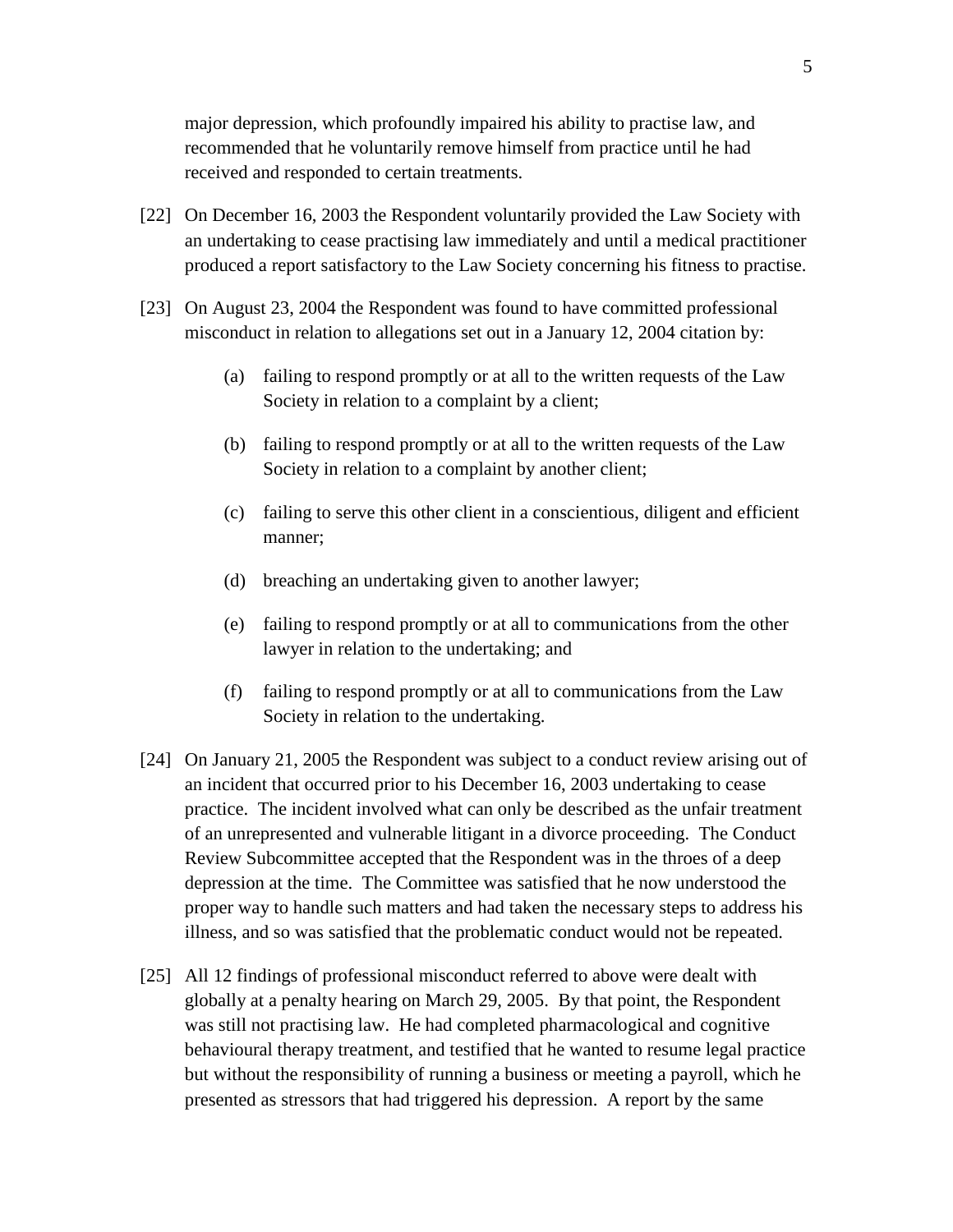major depression, which profoundly impaired his ability to practise law, and recommended that he voluntarily remove himself from practice until he had received and responded to certain treatments.

[22] On December 16, 2003 the Respondent voluntarily provided the Law Society with an undertaking to cease practising law immediately and until a medical practitioner produced a report satisfactory to the Law Society concerning his fitness to practise.

[23] On August 23, 2004 the Respondent was found to have committed professional misconduct in relation to allegations set out in a January 12, 2004 citation by:

(a) failing to respond promptly or at all to the written requests of the Law Society in relation to a complaint by a client;

(b) failing to respond promptly or at all to the written requests of the Law Society in relation to a complaint by another client;

(c) failing to serve this other client in a conscientious, diligent and efficient manner;

(d) breaching an undertaking given to another lawyer;

(e) failing to respond promptly or at all to communications from the other lawyer in relation to the undertaking; and

(f) failing to respond promptly or at all to communications from the Law Society in relation to the undertaking.

[24] On January 21, 2005 the Respondent was subject to a conduct review arising out of an incident that occurred prior to his December 16, 2003 undertaking to cease practice. The incident involved what can only be described as the unfair treatment of an unrepresented and vulnerable litigant in a divorce proceeding. The Conduct Review Subcommittee accepted that the Respondent was in the throes of a deep depression at the time. The Committee was satisfied that he now understood the proper way to handle such matters and had taken the necessary steps to address his illness, and so was satisfied that the problematic conduct would not be repeated.

[25] All 12 findings of professional misconduct referred to above were dealt with globally at a penalty hearing on March 29, 2005. By that point, the Respondent was still not practising law. He had completed pharmacological and cognitive behavioural therapy treatment, and testified that he wanted to resume legal practice but without the responsibility of running a business or meeting a payroll, which he presented as stressors that had triggered his depression. A report by the same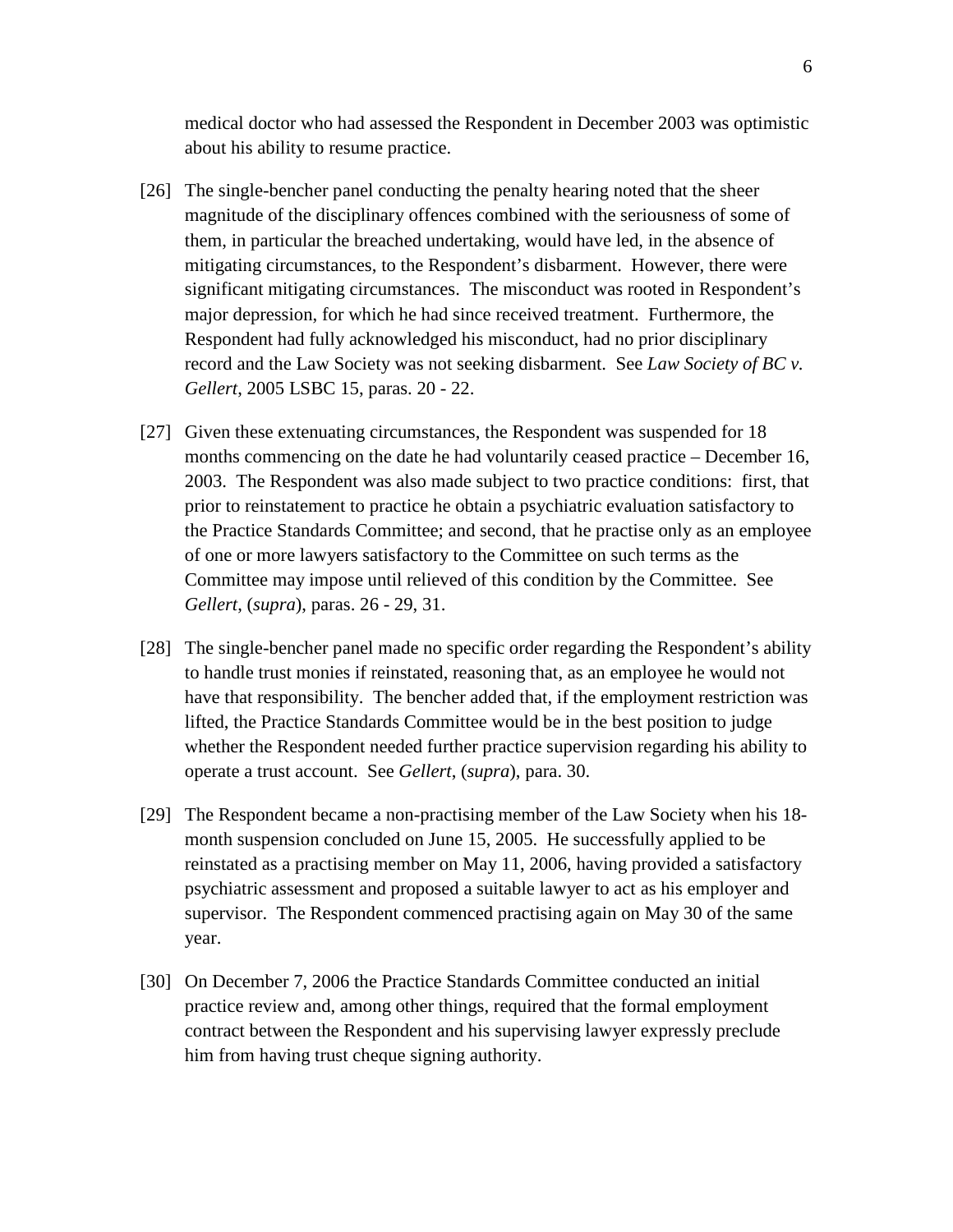medical doctor who had assessed the Respondent in December 2003 was optimistic about his ability to resume practice.

[26] The single-bencher panel conducting the penalty hearing noted that the sheer magnitude of the disciplinary offences combined with the seriousness of some of them, in particular the breached undertaking, would have led, in the absence of mitigating circumstances, to the Respondent's disbarment. However, there were significant mitigating circumstances. The misconduct was rooted in Respondent's major depression, for which he had since received treatment. Furthermore, the Respondent had fully acknowledged his misconduct, had no prior disciplinary record and the Law Society was not seeking disbarment. See *Law Society of BC v. Gellert*, 2005 LSBC 15, paras. 20 - 22.

[27] Given these extenuating circumstances, the Respondent was suspended for 18 months commencing on the date he had voluntarily ceased practice – December 16, 2003. The Respondent was also made subject to two practice conditions: first, that prior to reinstatement to practice he obtain a psychiatric evaluation satisfactory to the Practice Standards Committee; and second, that he practise only as an employee of one or more lawyers satisfactory to the Committee on such terms as the Committee may impose until relieved of this condition by the Committee. See *Gellert*, (*supra*), paras. 26 - 29, 31.

[28] The single-bencher panel made no specific order regarding the Respondent's ability to handle trust monies if reinstated, reasoning that, as an employee he would not have that responsibility. The bencher added that, if the employment restriction was lifted, the Practice Standards Committee would be in the best position to judge whether the Respondent needed further practice supervision regarding his ability to operate a trust account. See *Gellert*, (*supra*), para. 30.

[29] The Respondent became a non-practising member of the Law Society when his 18-month suspension concluded on June 15, 2005. He successfully applied to be reinstated as a practising member on May 11, 2006, having provided a satisfactory psychiatric assessment and proposed a suitable lawyer to act as his employer and supervisor. The Respondent commenced practising again on May 30 of the same year.

[30] On December 7, 2006 the Practice Standards Committee conducted an initial practice review and, among other things, required that the formal employment contract between the Respondent and his supervising lawyer expressly preclude him from having trust cheque signing authority.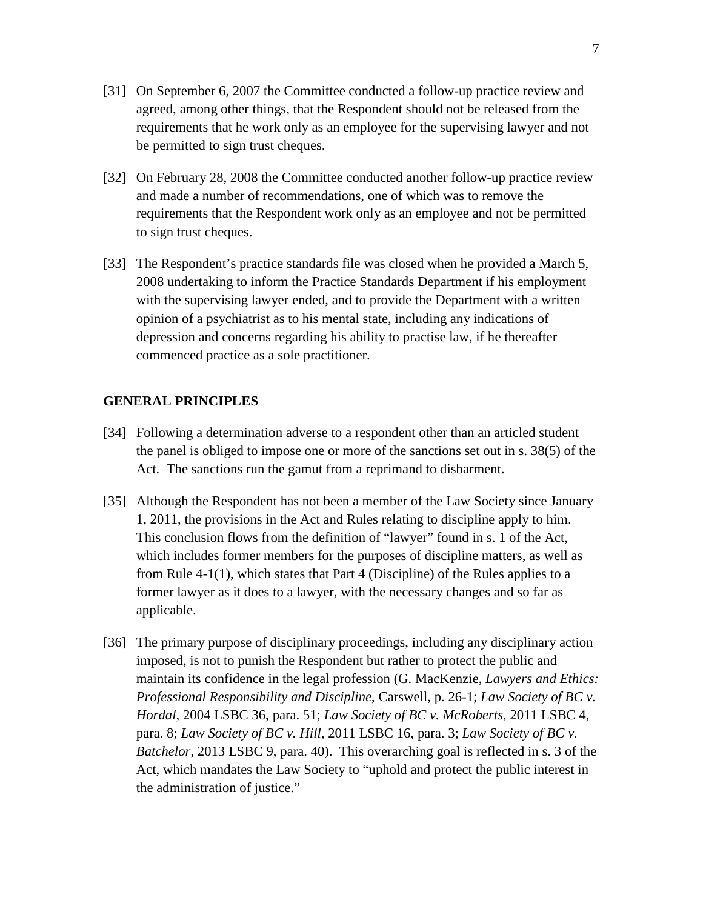[31] On September 6, 2007 the Committee conducted a follow-up practice review and agreed, among other things, that the Respondent should not be released from the requirements that he work only as an employee for the supervising lawyer and not be permitted to sign trust cheques.

[32] On February 28, 2008 the Committee conducted another follow-up practice review and made a number of recommendations, one of which was to remove the requirements that the Respondent work only as an employee and not be permitted to sign trust cheques.

[33] The Respondent's practice standards file was closed when he provided a March 5, 2008 undertaking to inform the Practice Standards Department if his employment with the supervising lawyer ended, and to provide the Department with a written opinion of a psychiatrist as to his mental state, including any indications of depression and concerns regarding his ability to practise law, if he thereafter commenced practice as a sole practitioner.

## GENERAL PRINCIPLES

[34] Following a determination adverse to a respondent other than an articled student the panel is obliged to impose one or more of the sanctions set out in s. 38(5) of the Act. The sanctions run the gamut from a reprimand to disbarment.

[35] Although the Respondent has not been a member of the Law Society since January 1, 2011, the provisions in the Act and Rules relating to discipline apply to him. This conclusion flows from the definition of "lawyer" found in s. 1 of the Act, which includes former members for the purposes of discipline matters, as well as from Rule 4-1(1), which states that Part 4 (Discipline) of the Rules applies to a former lawyer as it does to a lawyer, with the necessary changes and so far as applicable.

[36] The primary purpose of disciplinary proceedings, including any disciplinary action imposed, is not to punish the Respondent but rather to protect the public and maintain its confidence in the legal profession (G. MacKenzie, *Lawyers and Ethics: Professional Responsibility and Discipline*, Carswell, p. 26-1; *Law Society of BC v. Hordal*, 2004 LSBC 36, para. 51; *Law Society of BC v. McRoberts*, 2011 LSBC 4, para. 8; *Law Society of BC v. Hill*, 2011 LSBC 16, para. 3; *Law Society of BC v. Batchelor*, 2013 LSBC 9, para. 40). This overarching goal is reflected in s. 3 of the Act, which mandates the Law Society to "uphold and protect the public interest in the administration of justice."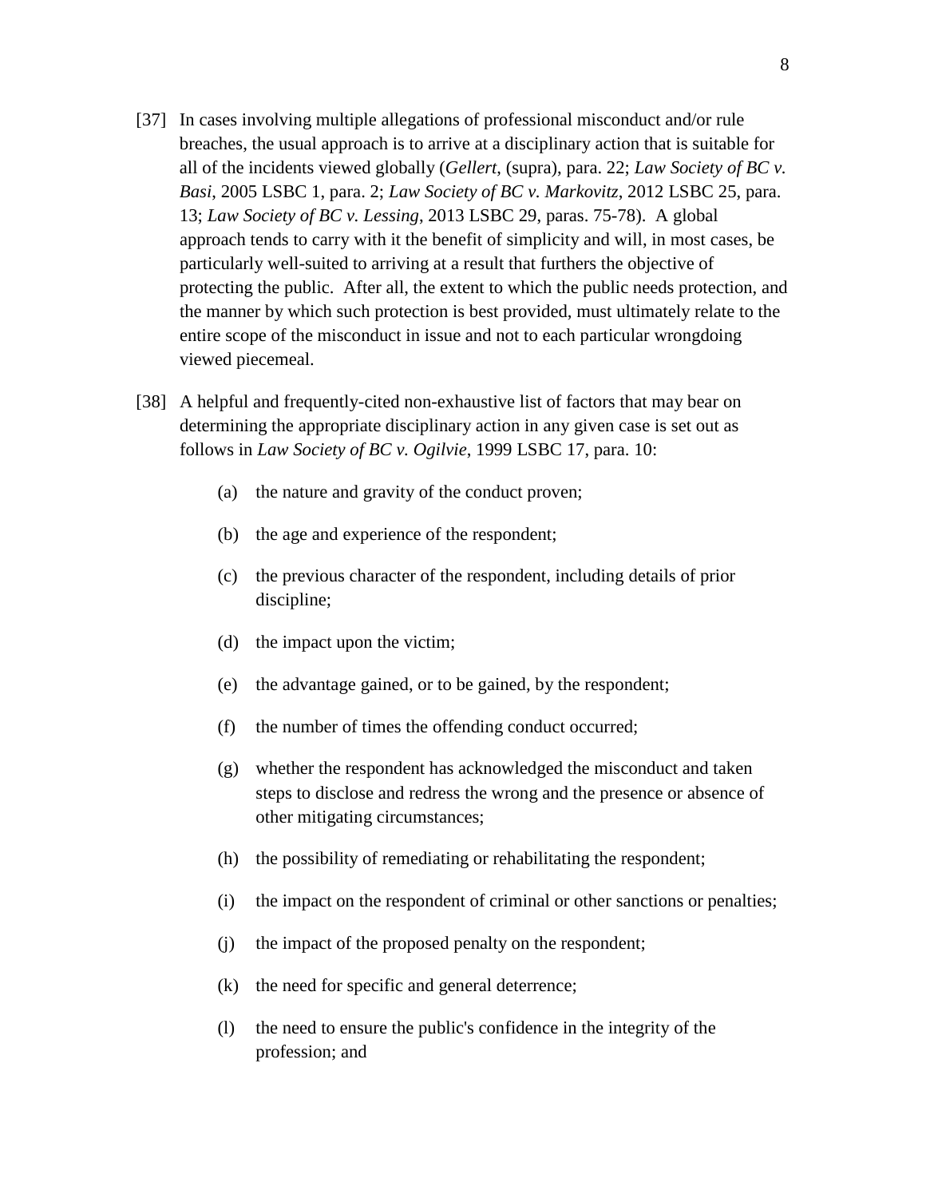[37] In cases involving multiple allegations of professional misconduct and/or rule breaches, the usual approach is to arrive at a disciplinary action that is suitable for all of the incidents viewed globally (*Gellert*, (supra), para. 22; *Law Society of BC v. Basi*, 2005 LSBC 1, para. 2; *Law Society of BC v. Markovitz*, 2012 LSBC 25, para. 13; *Law Society of BC v. Lessing*, 2013 LSBC 29, paras. 75-78). A global approach tends to carry with it the benefit of simplicity and will, in most cases, be particularly well-suited to arriving at a result that furthers the objective of protecting the public. After all, the extent to which the public needs protection, and the manner by which such protection is best provided, must ultimately relate to the entire scope of the misconduct in issue and not to each particular wrongdoing viewed piecemeal.

[38] A helpful and frequently-cited non-exhaustive list of factors that may bear on determining the appropriate disciplinary action in any given case is set out as follows in *Law Society of BC v. Ogilvie*, 1999 LSBC 17, para. 10:

(a) the nature and gravity of the conduct proven;

(b) the age and experience of the respondent;

(c) the previous character of the respondent, including details of prior discipline;

(d) the impact upon the victim;

(e) the advantage gained, or to be gained, by the respondent;

(f) the number of times the offending conduct occurred;

(g) whether the respondent has acknowledged the misconduct and taken steps to disclose and redress the wrong and the presence or absence of other mitigating circumstances;

(h) the possibility of remediating or rehabilitating the respondent;

(i) the impact on the respondent of criminal or other sanctions or penalties;

(j) the impact of the proposed penalty on the respondent;

(k) the need for specific and general deterrence;

(l) the need to ensure the public's confidence in the integrity of the profession; and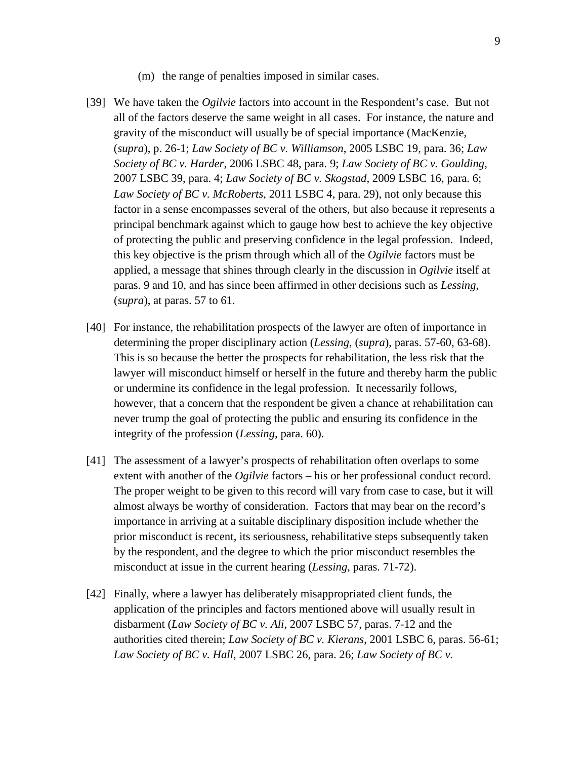(m) the range of penalties imposed in similar cases.

[39] We have taken the *Ogilvie* factors into account in the Respondent's case. But not all of the factors deserve the same weight in all cases. For instance, the nature and gravity of the misconduct will usually be of special importance (MacKenzie, (*supra*), p. 26-1; *Law Society of BC v. Williamson*, 2005 LSBC 19, para. 36; *Law Society of BC v. Harder*, 2006 LSBC 48, para. 9; *Law Society of BC v. Goulding*, 2007 LSBC 39, para. 4; *Law Society of BC v. Skogstad*, 2009 LSBC 16, para. 6; *Law Society of BC v. McRoberts*, 2011 LSBC 4, para. 29), not only because this factor in a sense encompasses several of the others, but also because it represents a principal benchmark against which to gauge how best to achieve the key objective of protecting the public and preserving confidence in the legal profession. Indeed, this key objective is the prism through which all of the *Ogilvie* factors must be applied, a message that shines through clearly in the discussion in *Ogilvie* itself at paras. 9 and 10, and has since been affirmed in other decisions such as *Lessing*, (*supra*), at paras. 57 to 61.

[40] For instance, the rehabilitation prospects of the lawyer are often of importance in determining the proper disciplinary action (*Lessing*, (*supra*), paras. 57-60, 63-68). This is so because the better the prospects for rehabilitation, the less risk that the lawyer will misconduct himself or herself in the future and thereby harm the public or undermine its confidence in the legal profession. It necessarily follows, however, that a concern that the respondent be given a chance at rehabilitation can never trump the goal of protecting the public and ensuring its confidence in the integrity of the profession (*Lessing*, para. 60).

[41] The assessment of a lawyer's prospects of rehabilitation often overlaps to some extent with another of the *Ogilvie* factors – his or her professional conduct record. The proper weight to be given to this record will vary from case to case, but it will almost always be worthy of consideration. Factors that may bear on the record's importance in arriving at a suitable disciplinary disposition include whether the prior misconduct is recent, its seriousness, rehabilitative steps subsequently taken by the respondent, and the degree to which the prior misconduct resembles the misconduct at issue in the current hearing (*Lessing*, paras. 71-72).

[42] Finally, where a lawyer has deliberately misappropriated client funds, the application of the principles and factors mentioned above will usually result in disbarment (*Law Society of BC v. Ali*, 2007 LSBC 57, paras. 7-12 and the authorities cited therein; *Law Society of BC v. Kierans*, 2001 LSBC 6, paras. 56-61; *Law Society of BC v. Hall*, 2007 LSBC 26, para. 26; *Law Society of BC v.*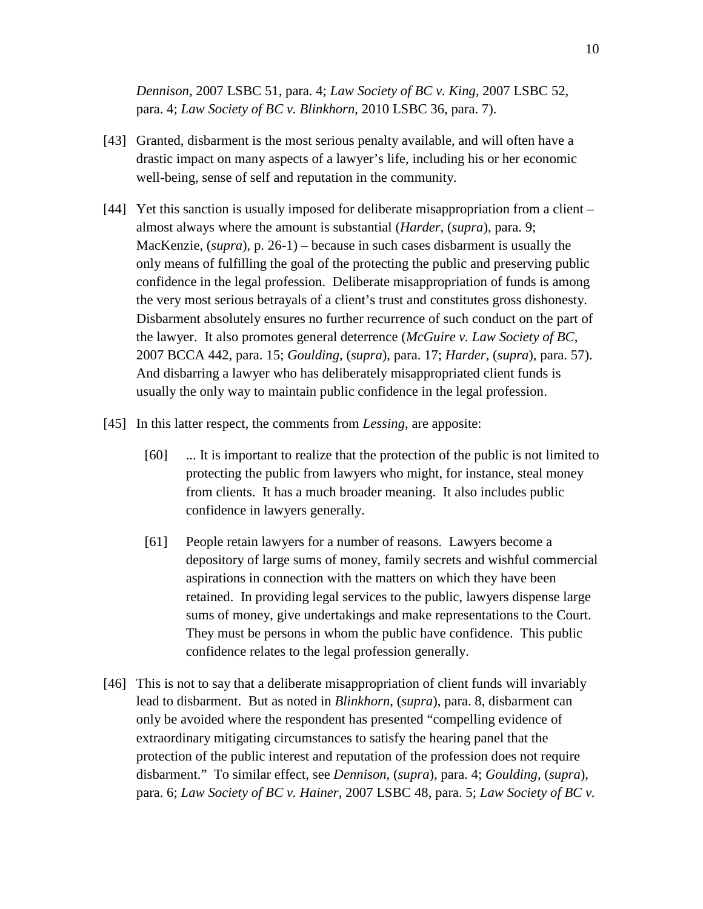*Dennison*, 2007 LSBC 51, para. 4; *Law Society of BC v. King*, 2007 LSBC 52, para. 4; *Law Society of BC v. Blinkhorn*, 2010 LSBC 36, para. 7).

[43] Granted, disbarment is the most serious penalty available, and will often have a drastic impact on many aspects of a lawyer's life, including his or her economic well-being, sense of self and reputation in the community.

[44] Yet this sanction is usually imposed for deliberate misappropriation from a client – almost always where the amount is substantial (*Harder*, (*supra*), para. 9; MacKenzie, (*supra*), p. 26-1) – because in such cases disbarment is usually the only means of fulfilling the goal of the protecting the public and preserving public confidence in the legal profession. Deliberate misappropriation of funds is among the very most serious betrayals of a client's trust and constitutes gross dishonesty. Disbarment absolutely ensures no further recurrence of such conduct on the part of the lawyer. It also promotes general deterrence (*McGuire v. Law Society of BC*, 2007 BCCA 442, para. 15; *Goulding*, (*supra*), para. 17; *Harder*, (*supra*), para. 57). And disbarring a lawyer who has deliberately misappropriated client funds is usually the only way to maintain public confidence in the legal profession.

[45] In this latter respect, the comments from *Lessing*, are apposite:

> [60] ... It is important to realize that the protection of the public is not limited to protecting the public from lawyers who might, for instance, steal money from clients. It has a much broader meaning. It also includes public confidence in lawyers generally.
>
> [61] People retain lawyers for a number of reasons. Lawyers become a depository of large sums of money, family secrets and wishful commercial aspirations in connection with the matters on which they have been retained. In providing legal services to the public, lawyers dispense large sums of money, give undertakings and make representations to the Court. They must be persons in whom the public have confidence. This public confidence relates to the legal profession generally.

[46] This is not to say that a deliberate misappropriation of client funds will invariably lead to disbarment. But as noted in *Blinkhorn*, (*supra*), para. 8, disbarment can only be avoided where the respondent has presented "compelling evidence of extraordinary mitigating circumstances to satisfy the hearing panel that the protection of the public interest and reputation of the profession does not require disbarment." To similar effect, see *Dennison*, (*supra*), para. 4; *Goulding*, (*supra*), para. 6; *Law Society of BC v. Hainer*, 2007 LSBC 48, para. 5; *Law Society of BC v.*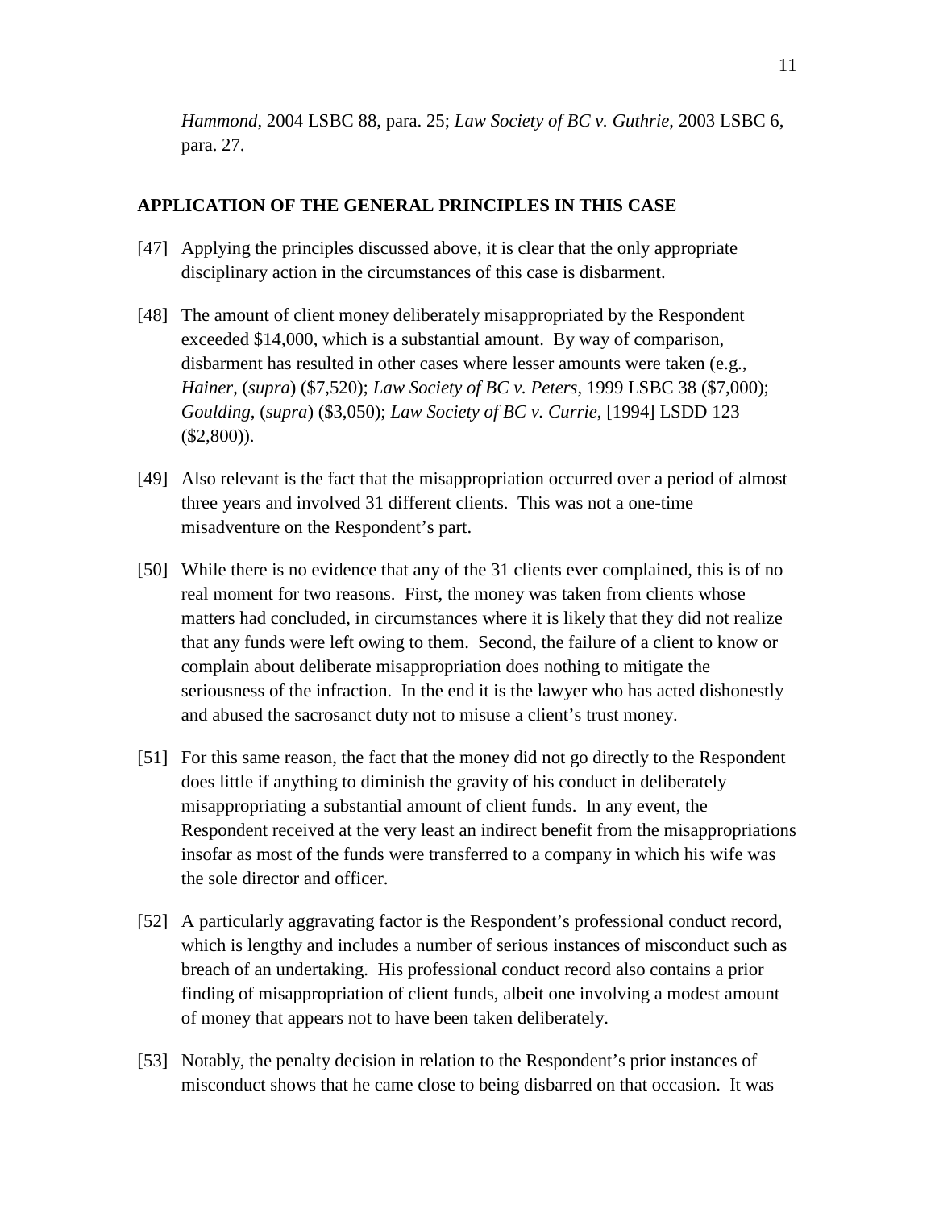*Hammond*, 2004 LSBC 88, para. 25; *Law Society of BC v. Guthrie*, 2003 LSBC 6, para. 27.

## APPLICATION OF THE GENERAL PRINCIPLES IN THIS CASE

[47] Applying the principles discussed above, it is clear that the only appropriate disciplinary action in the circumstances of this case is disbarment.

[48] The amount of client money deliberately misappropriated by the Respondent exceeded $14,000, which is a substantial amount. By way of comparison, disbarment has resulted in other cases where lesser amounts were taken (e.g., *Hainer*, (*supra*) ($7,520); *Law Society of BC v. Peters*, 1999 LSBC 38 ($7,000); *Goulding*, (*supra*) ($3,050); *Law Society of BC v. Currie*, [1994] LSDD 123 ($2,800)).

[49] Also relevant is the fact that the misappropriation occurred over a period of almost three years and involved 31 different clients. This was not a one-time misadventure on the Respondent's part.

[50] While there is no evidence that any of the 31 clients ever complained, this is of no real moment for two reasons. First, the money was taken from clients whose matters had concluded, in circumstances where it is likely that they did not realize that any funds were left owing to them. Second, the failure of a client to know or complain about deliberate misappropriation does nothing to mitigate the seriousness of the infraction. In the end it is the lawyer who has acted dishonestly and abused the sacrosanct duty not to misuse a client's trust money.

[51] For this same reason, the fact that the money did not go directly to the Respondent does little if anything to diminish the gravity of his conduct in deliberately misappropriating a substantial amount of client funds. In any event, the Respondent received at the very least an indirect benefit from the misappropriations insofar as most of the funds were transferred to a company in which his wife was the sole director and officer.

[52] A particularly aggravating factor is the Respondent's professional conduct record, which is lengthy and includes a number of serious instances of misconduct such as breach of an undertaking. His professional conduct record also contains a prior finding of misappropriation of client funds, albeit one involving a modest amount of money that appears not to have been taken deliberately.

[53] Notably, the penalty decision in relation to the Respondent's prior instances of misconduct shows that he came close to being disbarred on that occasion. It was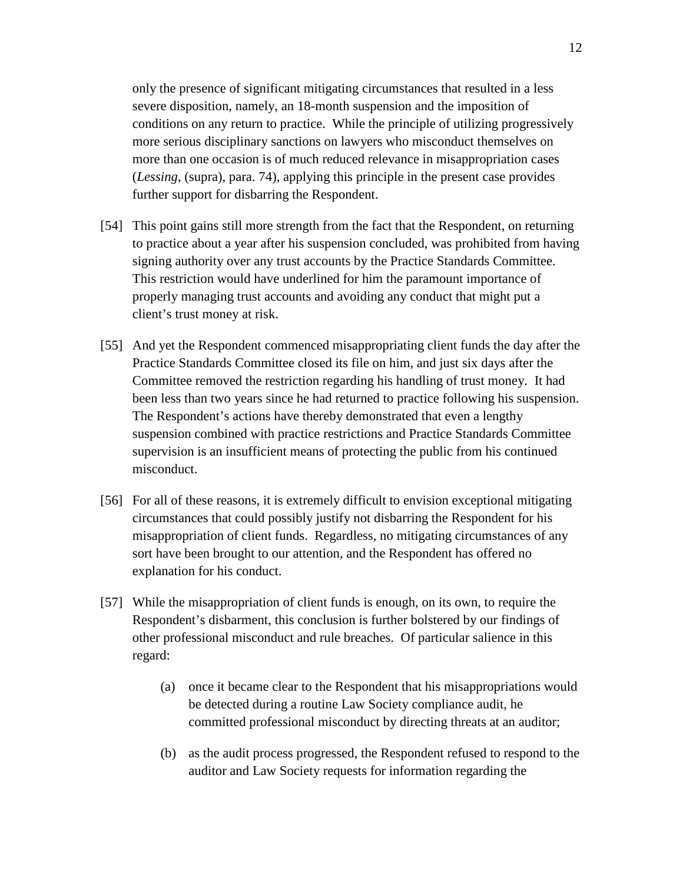only the presence of significant mitigating circumstances that resulted in a less severe disposition, namely, an 18-month suspension and the imposition of conditions on any return to practice. While the principle of utilizing progressively more serious disciplinary sanctions on lawyers who misconduct themselves on more than one occasion is of much reduced relevance in misappropriation cases (*Lessing*, (supra), para. 74), applying this principle in the present case provides further support for disbarring the Respondent.

[54] This point gains still more strength from the fact that the Respondent, on returning to practice about a year after his suspension concluded, was prohibited from having signing authority over any trust accounts by the Practice Standards Committee. This restriction would have underlined for him the paramount importance of properly managing trust accounts and avoiding any conduct that might put a client's trust money at risk.

[55] And yet the Respondent commenced misappropriating client funds the day after the Practice Standards Committee closed its file on him, and just six days after the Committee removed the restriction regarding his handling of trust money. It had been less than two years since he had returned to practice following his suspension. The Respondent's actions have thereby demonstrated that even a lengthy suspension combined with practice restrictions and Practice Standards Committee supervision is an insufficient means of protecting the public from his continued misconduct.

[56] For all of these reasons, it is extremely difficult to envision exceptional mitigating circumstances that could possibly justify not disbarring the Respondent for his misappropriation of client funds. Regardless, no mitigating circumstances of any sort have been brought to our attention, and the Respondent has offered no explanation for his conduct.

[57] While the misappropriation of client funds is enough, on its own, to require the Respondent's disbarment, this conclusion is further bolstered by our findings of other professional misconduct and rule breaches. Of particular salience in this regard:

(a) once it became clear to the Respondent that his misappropriations would be detected during a routine Law Society compliance audit, he committed professional misconduct by directing threats at an auditor;

(b) as the audit process progressed, the Respondent refused to respond to the auditor and Law Society requests for information regarding the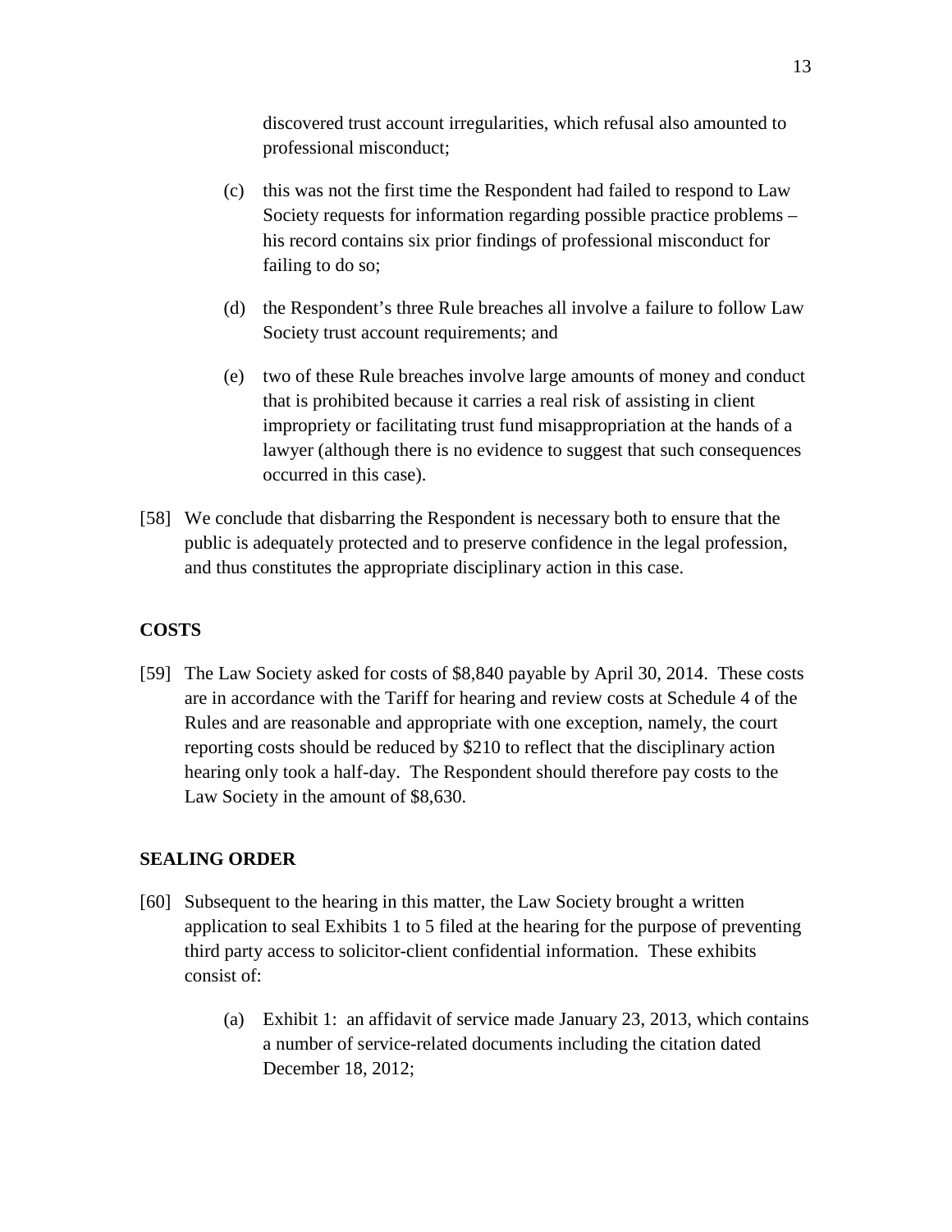discovered trust account irregularities, which refusal also amounted to professional misconduct;

(c) this was not the first time the Respondent had failed to respond to Law Society requests for information regarding possible practice problems – his record contains six prior findings of professional misconduct for failing to do so;

(d) the Respondent's three Rule breaches all involve a failure to follow Law Society trust account requirements; and

(e) two of these Rule breaches involve large amounts of money and conduct that is prohibited because it carries a real risk of assisting in client impropriety or facilitating trust fund misappropriation at the hands of a lawyer (although there is no evidence to suggest that such consequences occurred in this case).

[58] We conclude that disbarring the Respondent is necessary both to ensure that the public is adequately protected and to preserve confidence in the legal profession, and thus constitutes the appropriate disciplinary action in this case.

## COSTS

[59] The Law Society asked for costs of $8,840 payable by April 30, 2014. These costs are in accordance with the Tariff for hearing and review costs at Schedule 4 of the Rules and are reasonable and appropriate with one exception, namely, the court reporting costs should be reduced by $210 to reflect that the disciplinary action hearing only took a half-day. The Respondent should therefore pay costs to the Law Society in the amount of $8,630.

## SEALING ORDER

[60] Subsequent to the hearing in this matter, the Law Society brought a written application to seal Exhibits 1 to 5 filed at the hearing for the purpose of preventing third party access to solicitor-client confidential information. These exhibits consist of:

(a) Exhibit 1: an affidavit of service made January 23, 2013, which contains a number of service-related documents including the citation dated December 18, 2012;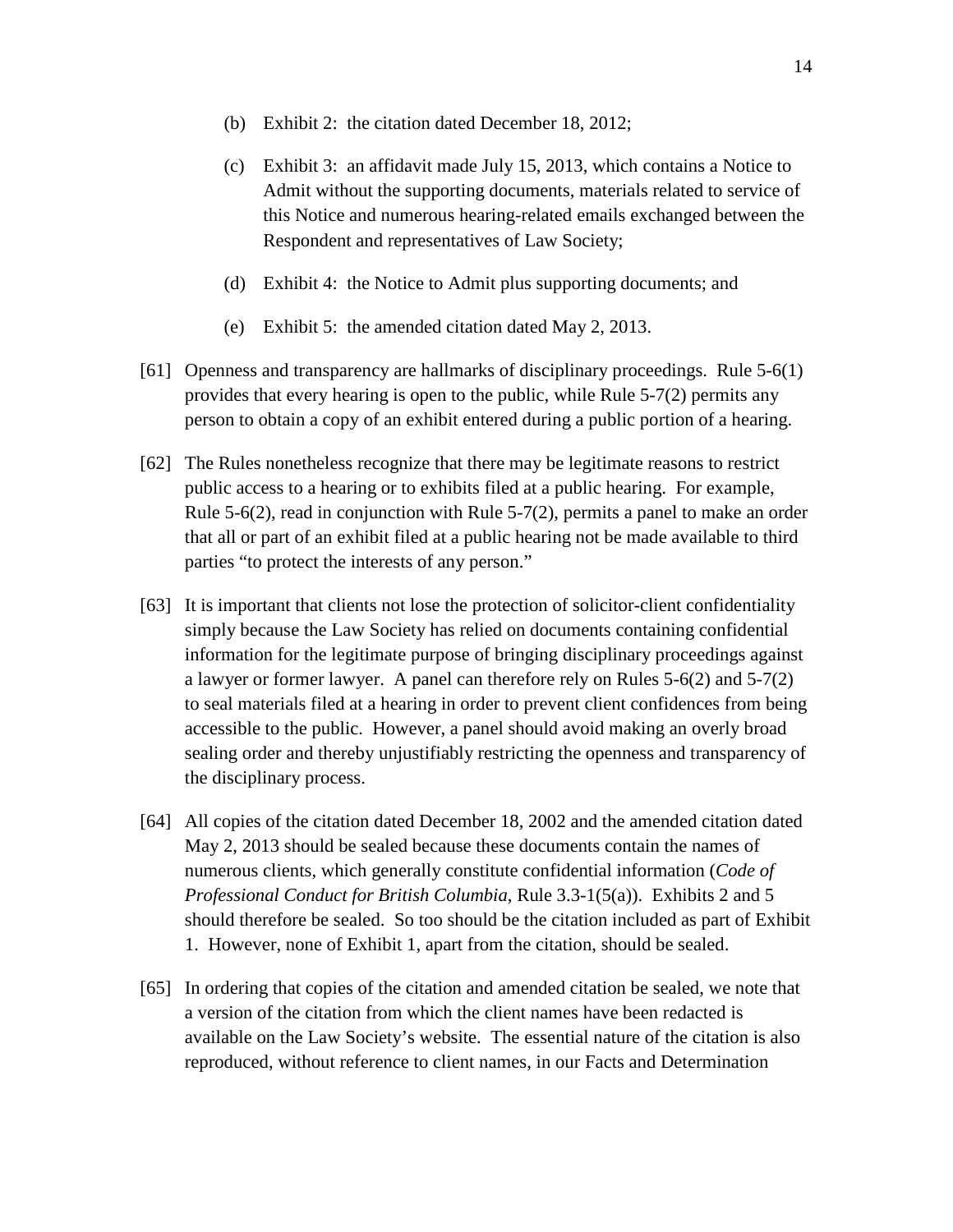(b) Exhibit 2: the citation dated December 18, 2012;

(c) Exhibit 3: an affidavit made July 15, 2013, which contains a Notice to Admit without the supporting documents, materials related to service of this Notice and numerous hearing-related emails exchanged between the Respondent and representatives of Law Society;

(d) Exhibit 4: the Notice to Admit plus supporting documents; and

(e) Exhibit 5: the amended citation dated May 2, 2013.

[61] Openness and transparency are hallmarks of disciplinary proceedings. Rule 5-6(1) provides that every hearing is open to the public, while Rule 5-7(2) permits any person to obtain a copy of an exhibit entered during a public portion of a hearing.

[62] The Rules nonetheless recognize that there may be legitimate reasons to restrict public access to a hearing or to exhibits filed at a public hearing. For example, Rule 5-6(2), read in conjunction with Rule 5-7(2), permits a panel to make an order that all or part of an exhibit filed at a public hearing not be made available to third parties "to protect the interests of any person."

[63] It is important that clients not lose the protection of solicitor-client confidentiality simply because the Law Society has relied on documents containing confidential information for the legitimate purpose of bringing disciplinary proceedings against a lawyer or former lawyer. A panel can therefore rely on Rules 5-6(2) and 5-7(2) to seal materials filed at a hearing in order to prevent client confidences from being accessible to the public. However, a panel should avoid making an overly broad sealing order and thereby unjustifiably restricting the openness and transparency of the disciplinary process.

[64] All copies of the citation dated December 18, 2002 and the amended citation dated May 2, 2013 should be sealed because these documents contain the names of numerous clients, which generally constitute confidential information (*Code of Professional Conduct for British Columbia*, Rule 3.3-1(5(a)). Exhibits 2 and 5 should therefore be sealed. So too should be the citation included as part of Exhibit 1. However, none of Exhibit 1, apart from the citation, should be sealed.

[65] In ordering that copies of the citation and amended citation be sealed, we note that a version of the citation from which the client names have been redacted is available on the Law Society's website. The essential nature of the citation is also reproduced, without reference to client names, in our Facts and Determination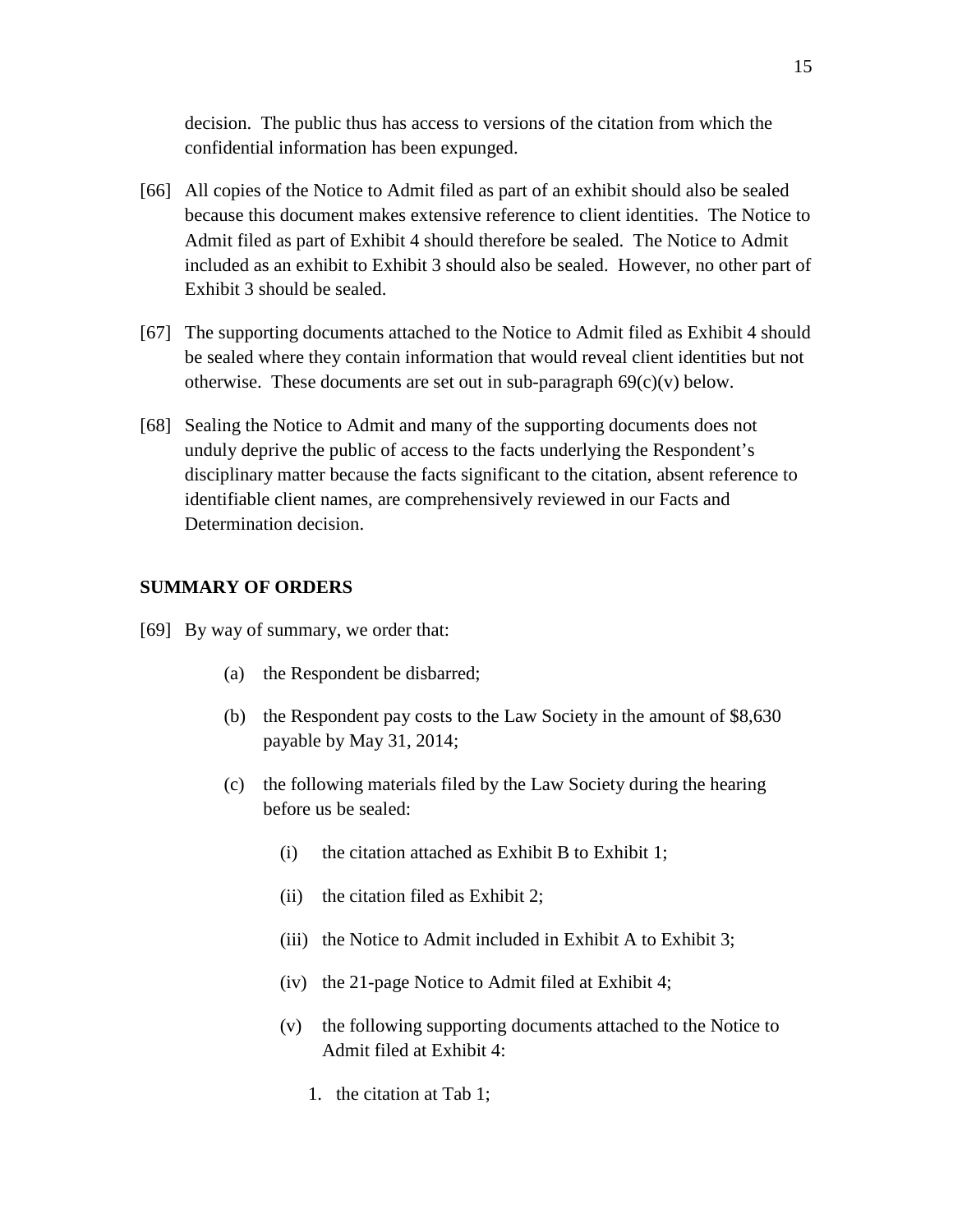decision. The public thus has access to versions of the citation from which the confidential information has been expunged.

[66] All copies of the Notice to Admit filed as part of an exhibit should also be sealed because this document makes extensive reference to client identities. The Notice to Admit filed as part of Exhibit 4 should therefore be sealed. The Notice to Admit included as an exhibit to Exhibit 3 should also be sealed. However, no other part of Exhibit 3 should be sealed.

[67] The supporting documents attached to the Notice to Admit filed as Exhibit 4 should be sealed where they contain information that would reveal client identities but not otherwise. These documents are set out in sub-paragraph 69(c)(v) below.

[68] Sealing the Notice to Admit and many of the supporting documents does not unduly deprive the public of access to the facts underlying the Respondent's disciplinary matter because the facts significant to the citation, absent reference to identifiable client names, are comprehensively reviewed in our Facts and Determination decision.

## SUMMARY OF ORDERS

[69] By way of summary, we order that:

(a) the Respondent be disbarred;

(b) the Respondent pay costs to the Law Society in the amount of $8,630 payable by May 31, 2014;

(c) the following materials filed by the Law Society during the hearing before us be sealed:

(i) the citation attached as Exhibit B to Exhibit 1;

(ii) the citation filed as Exhibit 2;

(iii) the Notice to Admit included in Exhibit A to Exhibit 3;

(iv) the 21-page Notice to Admit filed at Exhibit 4;

(v) the following supporting documents attached to the Notice to Admit filed at Exhibit 4:

1. the citation at Tab 1;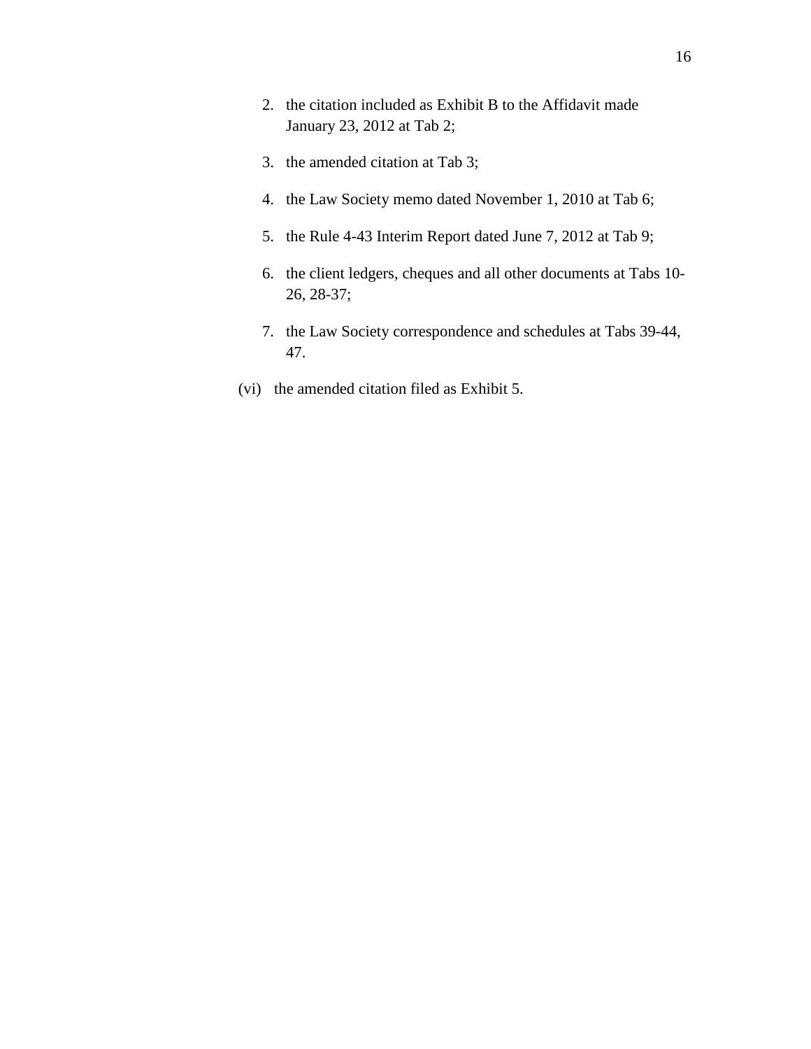2. the citation included as Exhibit B to the Affidavit made January 23, 2012 at Tab 2;

3. the amended citation at Tab 3;

4. the Law Society memo dated November 1, 2010 at Tab 6;

5. the Rule 4-43 Interim Report dated June 7, 2012 at Tab 9;

6. the client ledgers, cheques and all other documents at Tabs 10-26, 28-37;

7. the Law Society correspondence and schedules at Tabs 39-44, 47.

(vi) the amended citation filed as Exhibit 5.